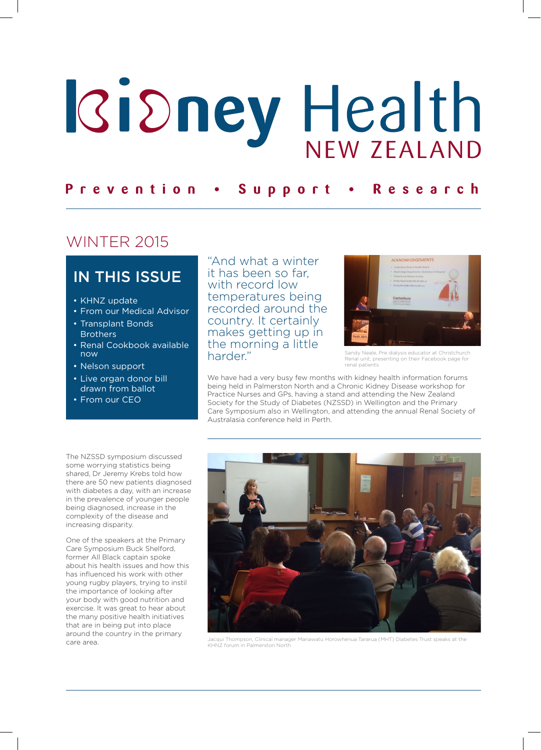# Kidney Health NEW ZEALAND

**Prevention • Support • Research**

## WINTER 2015

## IN THIS ISSUE

- KHNZ update
- From our Medical Advisor
- Transplant Bonds Brothers
- Renal Cookbook available now
- Nelson support
- Live organ donor bill drawn from ballot
- From our CEO

"And what a winter it has been so far, with record low temperatures being recorded around the country. It certainly makes getting up in the morning a little harder."

Sandy Neale, Pre dialysis educator at Christchurch Renal unit, presenting on their Facebook page for renal patients

We have had a very busy few months with kidney health information forums being held in Palmerston North and a Chronic Kidney Disease workshop for Practice Nurses and GPs, having a stand and attending the New Zealand Society for the Study of Diabetes (NZSSD) in Wellington and the Primary Care Symposium also in Wellington, and attending the annual Renal Society of Australasia conference held in Perth.

The NZSSD symposium discussed some worrying statistics being shared, Dr Jeremy Krebs told how there are 50 new patients diagnosed with diabetes a day, with an increase in the prevalence of younger people being diagnosed, increase in the complexity of the disease and increasing disparity.

One of the speakers at the Primary Care Symposium Buck Shelford, former All Black captain spoke about his health issues and how this has influenced his work with other young rugby players, trying to instil the importance of looking after your body with good nutrition and exercise. It was great to hear about the many positive health initiatives that are in being put into place around the country in the primary care area.

Jacqui Thompson, Clinical manager Manawatu Horowhenua Tararua (MHT) Diabetes Trust speaks at the KHNZ forum in Palmerston North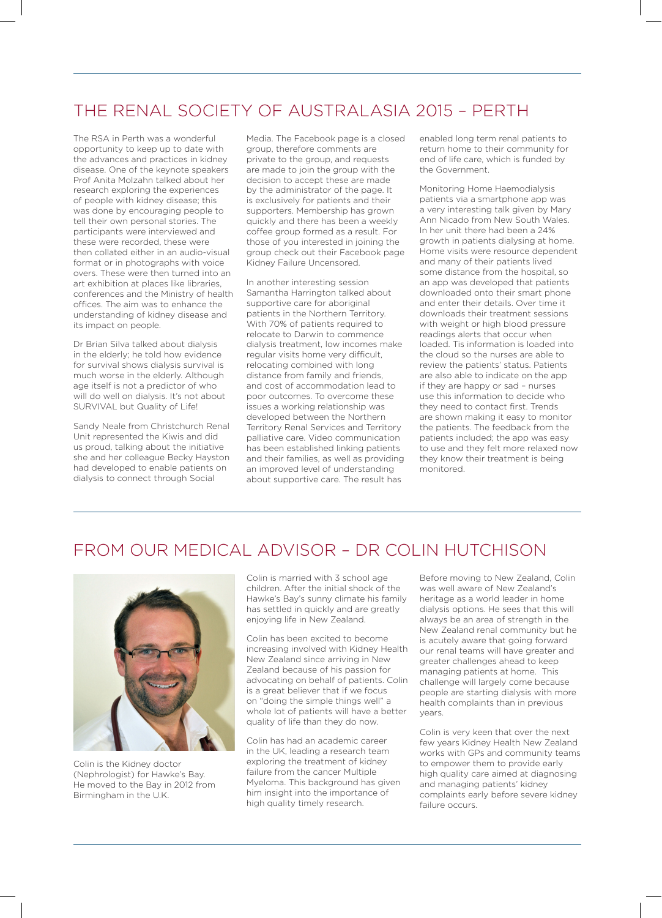## THE RENAL SOCIETY OF AUSTRALASIA 2015 – PERTH

The RSA in Perth was a wonderful opportunity to keep up to date with the advances and practices in kidney disease. One of the keynote speakers Prof Anita Molzahn talked about her research exploring the experiences of people with kidney disease; this was done by encouraging people to tell their own personal stories. The participants were interviewed and these were recorded, these were then collated either in an audio-visual format or in photographs with voice overs. These were then turned into an art exhibition at places like libraries, conferences and the Ministry of health offices. The aim was to enhance the understanding of kidney disease and its impact on people.

Dr Brian Silva talked about dialysis in the elderly; he told how evidence for survival shows dialysis survival is much worse in the elderly. Although age itself is not a predictor of who will do well on dialysis. It's not about SURVIVAL but Quality of Life!

Sandy Neale from Christchurch Renal Unit represented the Kiwis and did us proud, talking about the initiative she and her colleague Becky Hayston had developed to enable patients on dialysis to connect through Social Media. The Facebook page is a closed group, therefore comments are private to the group, and requests are made to join the group with the decision to accept these are made by the administrator of the page. It is exclusively for patients and their supporters. Membership has grown quickly and there has been a weekly coffee group formed as a result. For those of you interested in joining the group check out their Facebook page Kidney Failure Uncensored.

In another interesting session Samantha Harrington talked about supportive care for aboriginal patients in the Northern Territory. With 70% of patients required to relocate to Darwin to commence dialysis treatment, low incomes make regular visits home very difficult, relocating combined with long distance from family and friends, and cost of accommodation lead to poor outcomes. To overcome these issues a working relationship was developed between the Northern Territory Renal Services and Territory palliative care. Video communication has been established linking patients and their families, as well as providing an improved level of understanding about supportive care. The result has enabled long term renal patients to return home to their community for end of life care, which is funded by the Government.

Monitoring Home Haemodialysis patients via a smartphone app was a very interesting talk given by Mary Ann Nicado from New South Wales. In her unit there had been a 24% growth in patients dialysing at home. Home visits were resource dependent and many of their patients lived some distance from the hospital, so an app was developed that patients downloaded onto their smart phone and enter their details. Over time it downloads their treatment sessions with weight or high blood pressure readings alerts that occur when loaded. Tis information is loaded into the cloud so the nurses are able to review the patients' status. Patients are also able to indicate on the app if they are happy or sad – nurses use this information to decide who they need to contact first. Trends are shown making it easy to monitor the patients. The feedback from the patients included; the app was easy to use and they felt more relaxed now they know their treatment is being monitored.

## FROM OUR MEDICAL ADVISOR – DR COLIN HUTCHISON

Colin is the Kidney doctor (Nephrologist) for Hawke's Bay. He moved to the Bay in 2012 from Birmingham in the U.K.

Colin is married with 3 school age children. After the initial shock of the Hawke's Bay's sunny climate his family has settled in quickly and are greatly enjoying life in New Zealand.

Colin has been excited to become increasing involved with Kidney Health New Zealand since arriving in New Zealand because of his passion for advocating on behalf of patients. Colin is a great believer that if we focus on "doing the simple things well" a whole lot of patients will have a better quality of life than they do now.

Colin has had an academic career in the UK, leading a research team exploring the treatment of kidney failure from the cancer Multiple Myeloma. This background has given him insight into the importance of high quality timely research.

Before moving to New Zealand, Colin was well aware of New Zealand's heritage as a world leader in home dialysis options. He sees that this will always be an area of strength in the New Zealand renal community but he is acutely aware that going forward our renal teams will have greater and greater challenges ahead to keep managing patients at home. This challenge will largely come because people are starting dialysis with more health complaints than in previous years.

Colin is very keen that over the next few years Kidney Health New Zealand works with GPs and community teams to empower them to provide early high quality care aimed at diagnosing and managing patients' kidney complaints early before severe kidney failure occurs.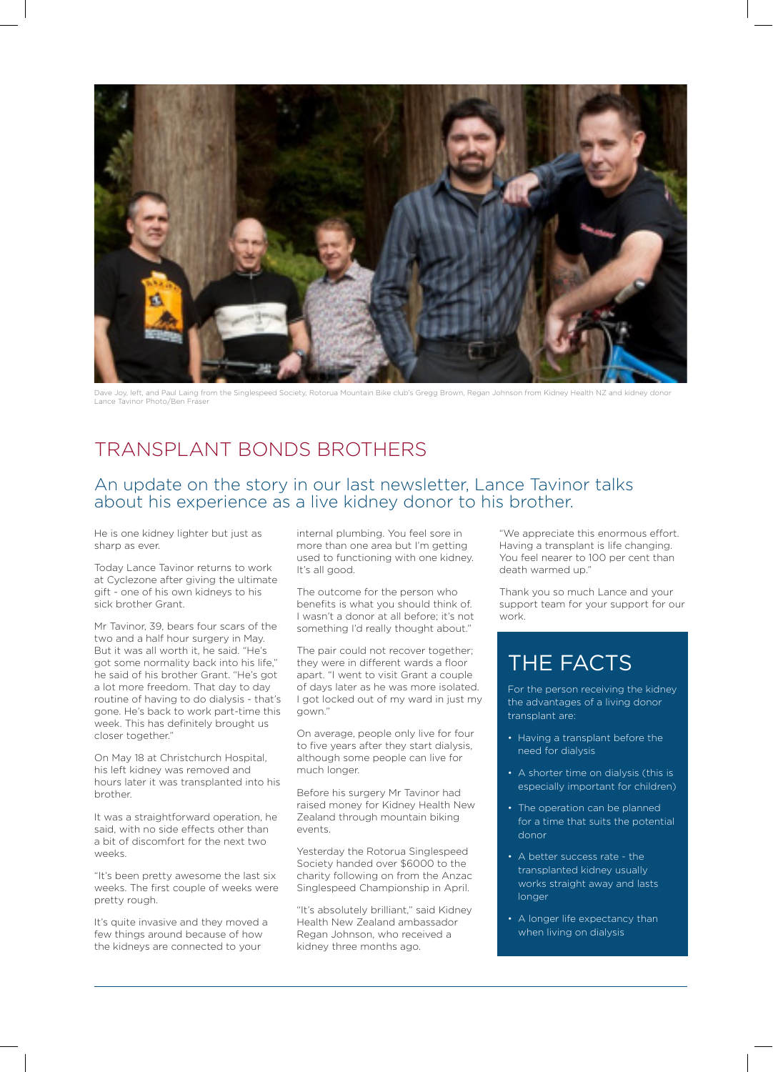Dave Joy, left, and Paul Laing from the Singlespeed Society, Rotorua Mountain Bike club's Gregg Brown, Regan Johnson from Kidney Health NZ and kidney donor Lance Tavinor Photo/Ben Fraser

# TRANSPLANT BONDS BROTHERS

## An update on the story in our last newsletter, Lance Tavinor talks about his experience as a live kidney donor to his brother.

He is one kidney lighter but just as sharp as ever.

Today Lance Tavinor returns to work at Cyclezone after giving the ultimate gift - one of his own kidneys to his sick brother Grant.

Mr Tavinor, 39, bears four scars of the two and a half hour surgery in May. But it was all worth it, he said. "He's got some normality back into his life," he said of his brother Grant. "He's got a lot more freedom. That day to day routine of having to do dialysis - that's gone. He's back to work part-time this week. This has definitely brought us closer together."

On May 18 at Christchurch Hospital, his left kidney was removed and hours later it was transplanted into his brother.

It was a straightforward operation, he said, with no side effects other than a bit of discomfort for the next two weeks.

"It's been pretty awesome the last six weeks. The first couple of weeks were pretty rough.

It's quite invasive and they moved a few things around because of how the kidneys are connected to your internal plumbing. You feel sore in more than one area but I'm getting used to functioning with one kidney. It's all good.

The outcome for the person who benefits is what you should think of. I wasn't a donor at all before; it's not something I'd really thought about."

The pair could not recover together; they were in different wards a floor apart. "I went to visit Grant a couple of days later as he was more isolated. I got locked out of my ward in just my gown."

On average, people only live for four to five years after they start dialysis, although some people can live for much longer.

Before his surgery Mr Tavinor had raised money for Kidney Health New Zealand through mountain biking events.

Yesterday the Rotorua Singlespeed Society handed over $6000 to the charity following on from the Anzac Singlespeed Championship in April.

"It's absolutely brilliant," said Kidney Health New Zealand ambassador Regan Johnson, who received a kidney three months ago.

"We appreciate this enormous effort. Having a transplant is life changing. You feel nearer to 100 per cent than death warmed up."

Thank you so much Lance and your support team for your support for our work.

## THE FACTS

For the person receiving the kidney the advantages of a living donor transplant are:

- Having a transplant before the need for dialysis
- A shorter time on dialysis (this is especially important for children)
- The operation can be planned for a time that suits the potential donor
- A better success rate - the transplanted kidney usually works straight away and lasts longer
- A longer life expectancy than when living on dialysis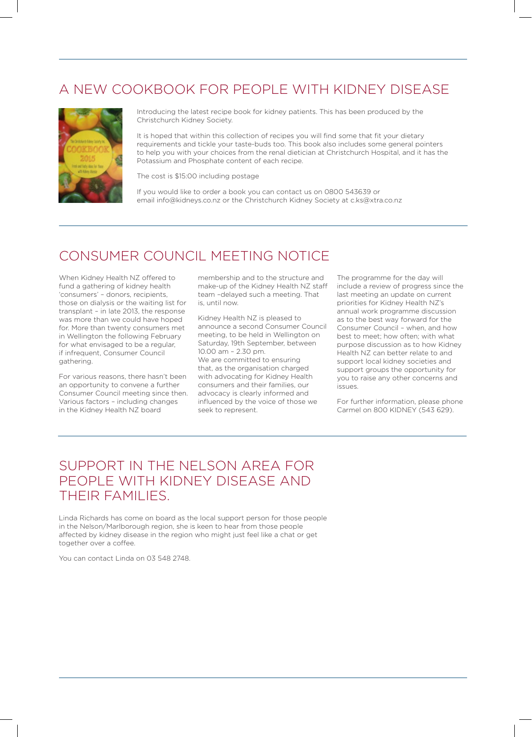## A NEW COOKBOOK FOR PEOPLE WITH KIDNEY DISEASE

Introducing the latest recipe book for kidney patients. This has been produced by the Christchurch Kidney Society.

It is hoped that within this collection of recipes you will find some that fit your dietary requirements and tickle your taste-buds too. This book also includes some general pointers to help you with your choices from the renal dietician at Christchurch Hospital, and it has the Potassium and Phosphate content of each recipe.

The cost is $15:00 including postage

If you would like to order a book you can contact us on 0800 543639 or email info@kidneys.co.nz or the Christchurch Kidney Society at c.ks@xtra.co.nz

## CONSUMER COUNCIL MEETING NOTICE

When Kidney Health NZ offered to fund a gathering of kidney health 'consumers' – donors, recipients, those on dialysis or the waiting list for transplant – in late 2013, the response was more than we could have hoped for. More than twenty consumers met in Wellington the following February for what envisaged to be a regular, if infrequent, Consumer Council gathering.

For various reasons, there hasn't been an opportunity to convene a further Consumer Council meeting since then. Various factors – including changes in the Kidney Health NZ board membership and to the structure and make-up of the Kidney Health NZ staff team –delayed such a meeting. That is, until now.

Kidney Health NZ is pleased to announce a second Consumer Council meeting, to be held in Wellington on Saturday, 19th September, between 10.00 am – 2.30 pm.
We are committed to ensuring that, as the organisation charged with advocating for Kidney Health consumers and their families, our advocacy is clearly informed and influenced by the voice of those we seek to represent.

The programme for the day will include a review of progress since the last meeting an update on current priorities for Kidney Health NZ's annual work programme discussion as to the best way forward for the Consumer Council – when, and how best to meet; how often; with what purpose discussion as to how Kidney Health NZ can better relate to and support local kidney societies and support groups the opportunity for you to raise any other concerns and issues.

For further information, please phone Carmel on 800 KIDNEY (543 629).

## SUPPORT IN THE NELSON AREA FOR PEOPLE WITH KIDNEY DISEASE AND THEIR FAMILIES.

Linda Richards has come on board as the local support person for those people in the Nelson/Marlborough region, she is keen to hear from those people affected by kidney disease in the region who might just feel like a chat or get together over a coffee.

You can contact Linda on 03 548 2748.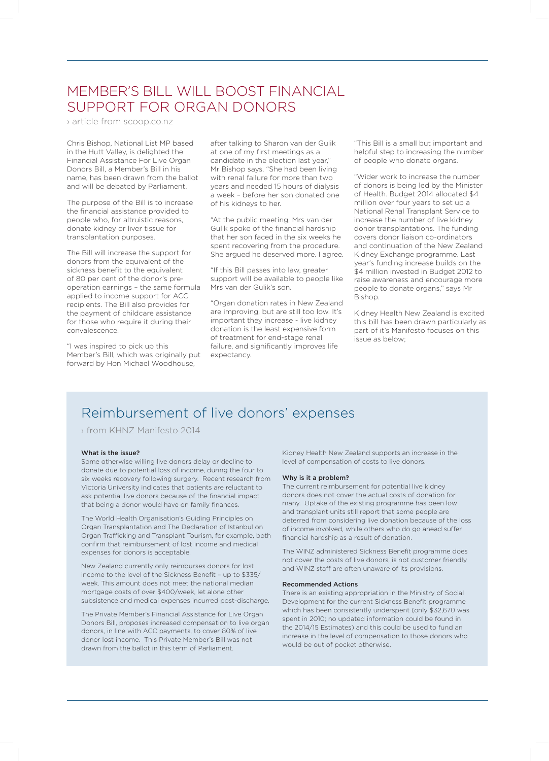# MEMBER'S BILL WILL BOOST FINANCIAL SUPPORT FOR ORGAN DONORS

› article from scoop.co.nz

Chris Bishop, National List MP based in the Hutt Valley, is delighted the Financial Assistance For Live Organ Donors Bill, a Member's Bill in his name, has been drawn from the ballot and will be debated by Parliament.

The purpose of the Bill is to increase the financial assistance provided to people who, for altruistic reasons, donate kidney or liver tissue for transplantation purposes.

The Bill will increase the support for donors from the equivalent of the sickness benefit to the equivalent of 80 per cent of the donor's pre-operation earnings – the same formula applied to income support for ACC recipients. The Bill also provides for the payment of childcare assistance for those who require it during their convalescence.

"I was inspired to pick up this Member's Bill, which was originally put forward by Hon Michael Woodhouse, after talking to Sharon van der Gulik at one of my first meetings as a candidate in the election last year," Mr Bishop says. "She had been living with renal failure for more than two years and needed 15 hours of dialysis a week – before her son donated one of his kidneys to her.

"At the public meeting, Mrs van der Gulik spoke of the financial hardship that her son faced in the six weeks he spent recovering from the procedure. She argued he deserved more. I agree.

"If this Bill passes into law, greater support will be available to people like Mrs van der Gulik's son.

"Organ donation rates in New Zealand are improving, but are still too low. It's important they increase - live kidney donation is the least expensive form of treatment for end-stage renal failure, and significantly improves life expectancy.

"This Bill is a small but important and helpful step to increasing the number of people who donate organs.

"Wider work to increase the number of donors is being led by the Minister of Health. Budget 2014 allocated $4 million over four years to set up a National Renal Transplant Service to increase the number of live kidney donor transplantations. The funding covers donor liaison co-ordinators and continuation of the New Zealand Kidney Exchange programme. Last year's funding increase builds on the $4 million invested in Budget 2012 to raise awareness and encourage more people to donate organs," says Mr Bishop.

Kidney Health New Zealand is excited this bill has been drawn particularly as part of it's Manifesto focuses on this issue as below;

## Reimbursement of live donors' expenses

› from KHNZ Manifesto 2014

**What is the issue?**

Some otherwise willing live donors delay or decline to donate due to potential loss of income, during the four to six weeks recovery following surgery. Recent research from Victoria University indicates that patients are reluctant to ask potential live donors because of the financial impact that being a donor would have on family finances.

The World Health Organisation's Guiding Principles on Organ Transplantation and The Declaration of Istanbul on Organ Trafficking and Transplant Tourism, for example, both confirm that reimbursement of lost income and medical expenses for donors is acceptable.

New Zealand currently only reimburses donors for lost income to the level of the Sickness Benefit – up to $335/week. This amount does not meet the national median mortgage costs of over $400/week, let alone other subsistence and medical expenses incurred post-discharge.

The Private Member's Financial Assistance for Live Organ Donors Bill, proposes increased compensation to live organ donors, in line with ACC payments, to cover 80% of live donor lost income. This Private Member's Bill was not drawn from the ballot in this term of Parliament.

Kidney Health New Zealand supports an increase in the level of compensation of costs to live donors.

**Why is it a problem?**

The current reimbursement for potential live kidney donors does not cover the actual costs of donation for many. Uptake of the existing programme has been low and transplant units still report that some people are deterred from considering live donation because of the loss of income involved, while others who do go ahead suffer financial hardship as a result of donation.

The WINZ administered Sickness Benefit programme does not cover the costs of live donors, is not customer friendly and WINZ staff are often unaware of its provisions.

**Recommended Actions**

There is an existing appropriation in the Ministry of Social Development for the current Sickness Benefit programme which has been consistently underspent (only $32,670 was spent in 2010; no updated information could be found in the 2014/15 Estimates) and this could be used to fund an increase in the level of compensation to those donors who would be out of pocket otherwise.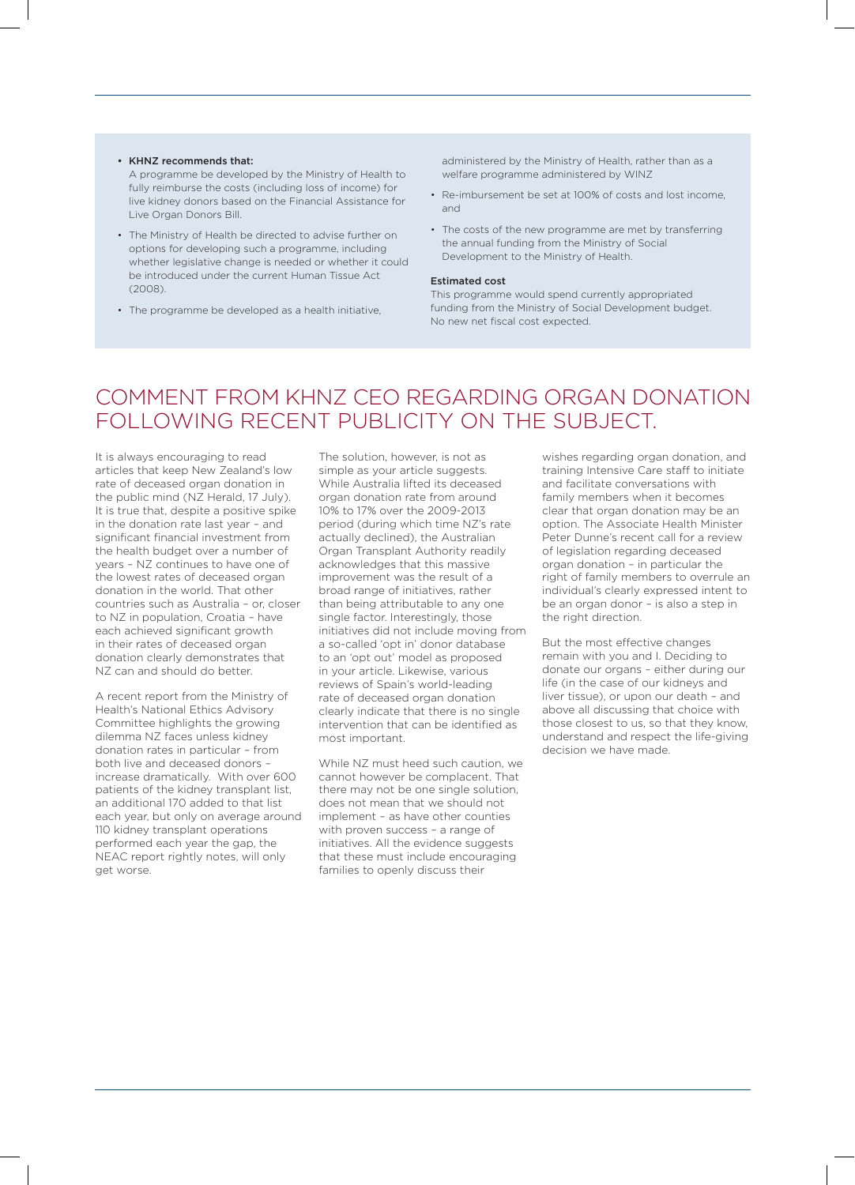- **KHNZ recommends that:**
  A programme be developed by the Ministry of Health to fully reimburse the costs (including loss of income) for live kidney donors based on the Financial Assistance for Live Organ Donors Bill.
- The Ministry of Health be directed to advise further on options for developing such a programme, including whether legislative change is needed or whether it could be introduced under the current Human Tissue Act (2008).
- The programme be developed as a health initiative, administered by the Ministry of Health, rather than as a welfare programme administered by WINZ
- Re-imbursement be set at 100% of costs and lost income, and
- The costs of the new programme are met by transferring the annual funding from the Ministry of Social Development to the Ministry of Health.

**Estimated cost**

This programme would spend currently appropriated funding from the Ministry of Social Development budget. No new net fiscal cost expected.

# COMMENT FROM KHNZ CEO REGARDING ORGAN DONATION FOLLOWING RECENT PUBLICITY ON THE SUBJECT.

It is always encouraging to read articles that keep New Zealand's low rate of deceased organ donation in the public mind (NZ Herald, 17 July). It is true that, despite a positive spike in the donation rate last year – and significant financial investment from the health budget over a number of years – NZ continues to have one of the lowest rates of deceased organ donation in the world. That other countries such as Australia – or, closer to NZ in population, Croatia – have each achieved significant growth in their rates of deceased organ donation clearly demonstrates that NZ can and should do better.

A recent report from the Ministry of Health's National Ethics Advisory Committee highlights the growing dilemma NZ faces unless kidney donation rates in particular – from both live and deceased donors – increase dramatically. With over 600 patients of the kidney transplant list, an additional 170 added to that list each year, but only on average around 110 kidney transplant operations performed each year the gap, the NEAC report rightly notes, will only get worse.

The solution, however, is not as simple as your article suggests. While Australia lifted its deceased organ donation rate from around 10% to 17% over the 2009-2013 period (during which time NZ's rate actually declined), the Australian Organ Transplant Authority readily acknowledges that this massive improvement was the result of a broad range of initiatives, rather than being attributable to any one single factor. Interestingly, those initiatives did not include moving from a so-called 'opt in' donor database to an 'opt out' model as proposed in your article. Likewise, various reviews of Spain's world-leading rate of deceased organ donation clearly indicate that there is no single intervention that can be identified as most important.

While NZ must heed such caution, we cannot however be complacent. That there may not be one single solution, does not mean that we should not implement – as have other counties with proven success – a range of initiatives. All the evidence suggests that these must include encouraging families to openly discuss their wishes regarding organ donation, and training Intensive Care staff to initiate and facilitate conversations with family members when it becomes clear that organ donation may be an option. The Associate Health Minister Peter Dunne's recent call for a review of legislation regarding deceased organ donation – in particular the right of family members to overrule an individual's clearly expressed intent to be an organ donor – is also a step in the right direction.

But the most effective changes remain with you and I. Deciding to donate our organs – either during our life (in the case of our kidneys and liver tissue), or upon our death – and above all discussing that choice with those closest to us, so that they know, understand and respect the life-giving decision we have made.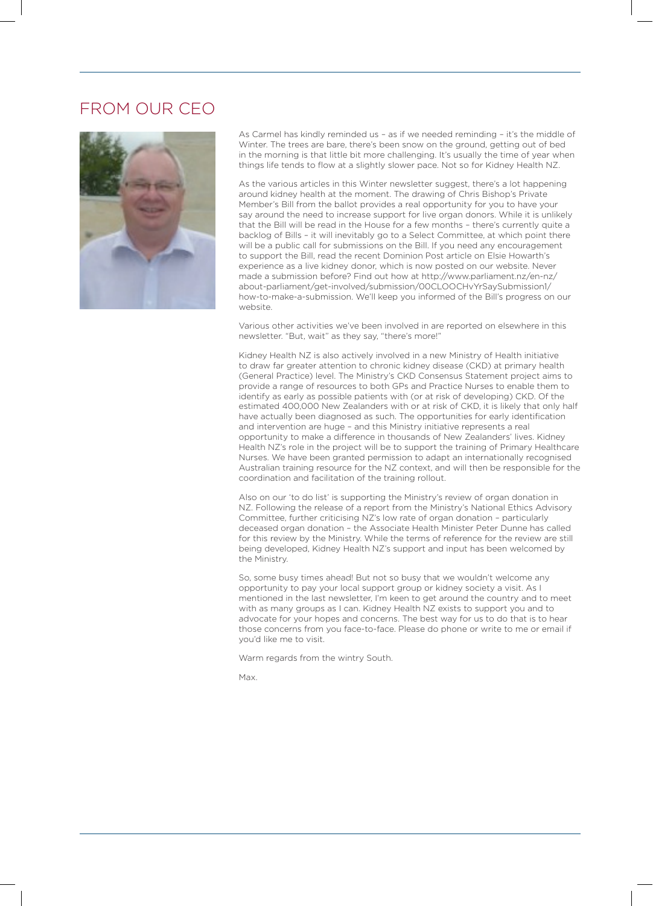# FROM OUR CEO

As Carmel has kindly reminded us – as if we needed reminding – it's the middle of Winter. The trees are bare, there's been snow on the ground, getting out of bed in the morning is that little bit more challenging. It's usually the time of year when things life tends to flow at a slightly slower pace. Not so for Kidney Health NZ.

As the various articles in this Winter newsletter suggest, there's a lot happening around kidney health at the moment. The drawing of Chris Bishop's Private Member's Bill from the ballot provides a real opportunity for you to have your say around the need to increase support for live organ donors. While it is unlikely that the Bill will be read in the House for a few months – there's currently quite a backlog of Bills – it will inevitably go to a Select Committee, at which point there will be a public call for submissions on the Bill. If you need any encouragement to support the Bill, read the recent Dominion Post article on Elsie Howarth's experience as a live kidney donor, which is now posted on our website. Never made a submission before? Find out how at http://www.parliament.nz/en-nz/about-parliament/get-involved/submission/00CLOOCHvYrSaySubmission1/how-to-make-a-submission. We'll keep you informed of the Bill's progress on our website.

Various other activities we've been involved in are reported on elsewhere in this newsletter. "But, wait" as they say, "there's more!"

Kidney Health NZ is also actively involved in a new Ministry of Health initiative to draw far greater attention to chronic kidney disease (CKD) at primary health (General Practice) level. The Ministry's CKD Consensus Statement project aims to provide a range of resources to both GPs and Practice Nurses to enable them to identify as early as possible patients with (or at risk of developing) CKD. Of the estimated 400,000 New Zealanders with or at risk of CKD, it is likely that only half have actually been diagnosed as such. The opportunities for early identification and intervention are huge – and this Ministry initiative represents a real opportunity to make a difference in thousands of New Zealanders' lives. Kidney Health NZ's role in the project will be to support the training of Primary Healthcare Nurses. We have been granted permission to adapt an internationally recognised Australian training resource for the NZ context, and will then be responsible for the coordination and facilitation of the training rollout.

Also on our 'to do list' is supporting the Ministry's review of organ donation in NZ. Following the release of a report from the Ministry's National Ethics Advisory Committee, further criticising NZ's low rate of organ donation – particularly deceased organ donation – the Associate Health Minister Peter Dunne has called for this review by the Ministry. While the terms of reference for the review are still being developed, Kidney Health NZ's support and input has been welcomed by the Ministry.

So, some busy times ahead! But not so busy that we wouldn't welcome any opportunity to pay your local support group or kidney society a visit. As I mentioned in the last newsletter, I'm keen to get around the country and to meet with as many groups as I can. Kidney Health NZ exists to support you and to advocate for your hopes and concerns. The best way for us to do that is to hear those concerns from you face-to-face. Please do phone or write to me or email if you'd like me to visit.

Warm regards from the wintry South.

Max.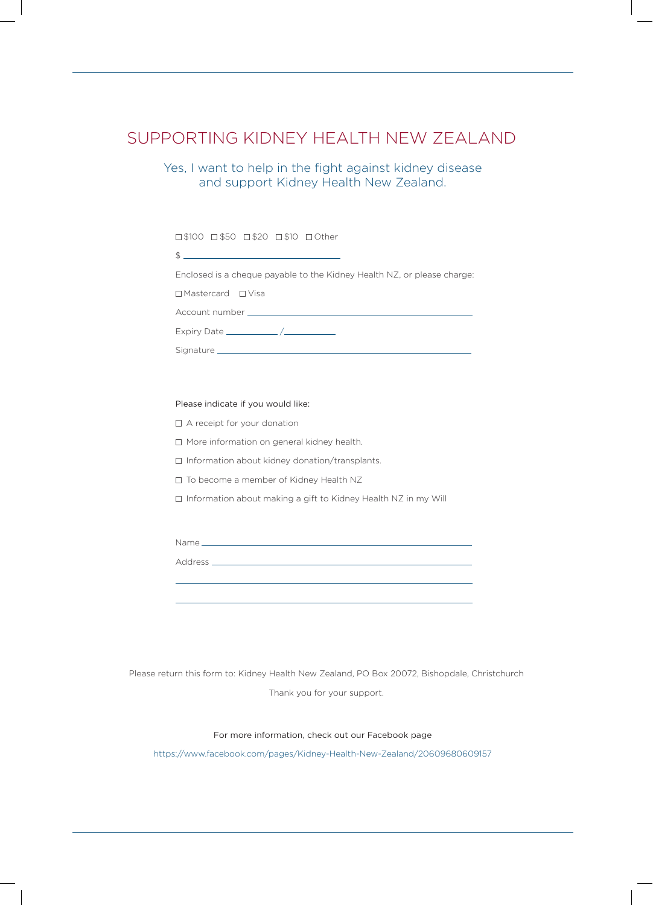# SUPPORTING KIDNEY HEALTH NEW ZEALAND

## Yes, I want to help in the fight against kidney disease and support Kidney Health New Zealand.

☐ $100 ☐ $50 ☐ $20 ☐ $10 ☐ Other

$ ______________________________

Enclosed is a cheque payable to the Kidney Health NZ, or please charge:

☐ Mastercard ☐ Visa

Account number ______________________________

Expiry Date __________ / __________

Signature ______________________________

Please indicate if you would like:

☐ A receipt for your donation

☐ More information on general kidney health.

☐ Information about kidney donation/transplants.

☐ To become a member of Kidney Health NZ

☐ Information about making a gift to Kidney Health NZ in my Will

Name ______________________________

Address ______________________________

______________________________

______________________________

Please return this form to: Kidney Health New Zealand, PO Box 20072, Bishopdale, Christchurch

Thank you for your support.

For more information, check out our Facebook page

https://www.facebook.com/pages/Kidney-Health-New-Zealand/20609680609157